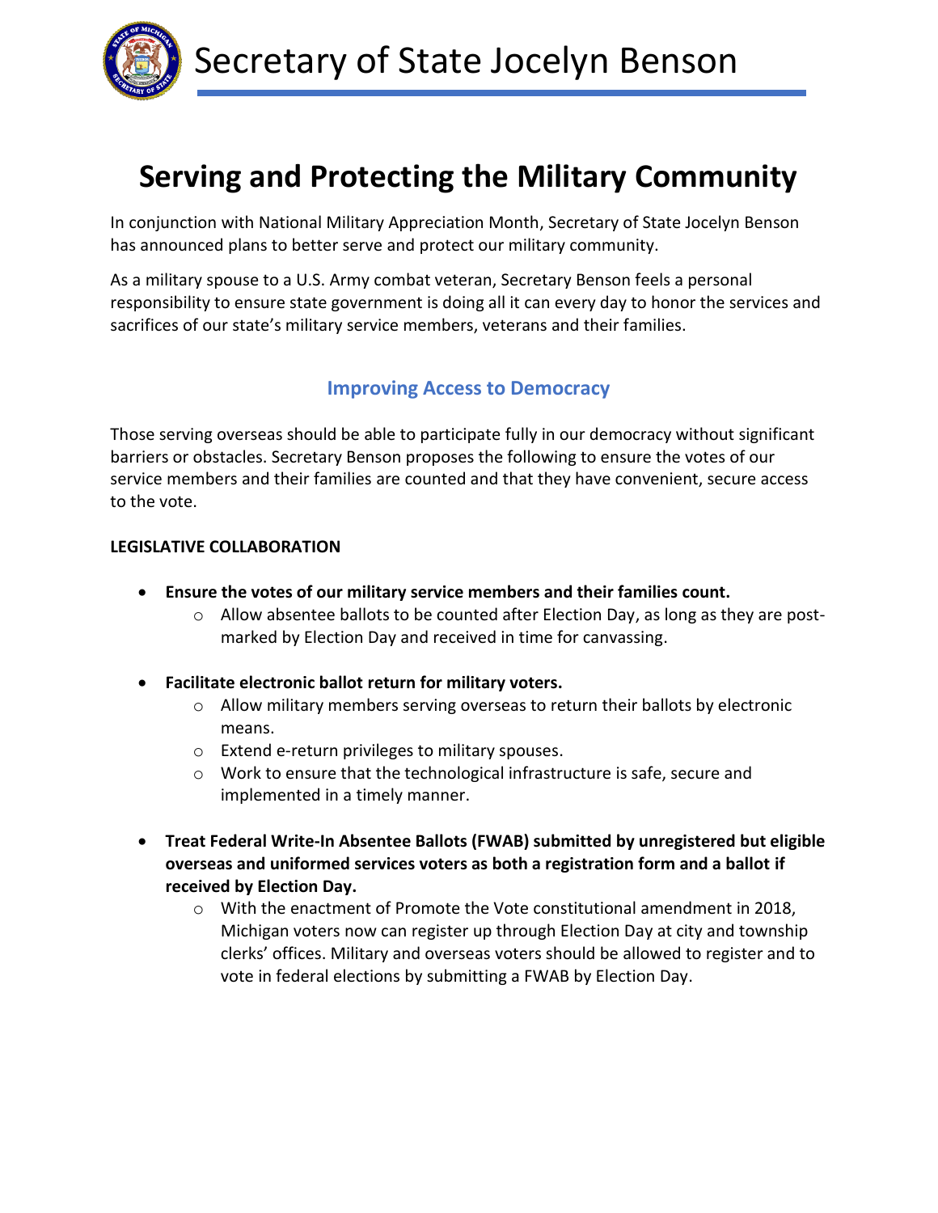# Secretary of State Jocelyn Benson

# Serving and Protecting the Military Community

In conjunction with National Military Appreciation Month, Secretary of State Jocelyn Benson has announced plans to better serve and protect our military community.

As a military spouse to a U.S. Army combat veteran, Secretary Benson feels a personal responsibility to ensure state government is doing all it can every day to honor the services and sacrifices of our state's military service members, veterans and their families.

## Improving Access to Democracy

Those serving overseas should be able to participate fully in our democracy without significant barriers or obstacles. Secretary Benson proposes the following to ensure the votes of our service members and their families are counted and that they have convenient, secure access to the vote.

**LEGISLATIVE COLLABORATION**

- **Ensure the votes of our military service members and their families count.**
  - Allow absentee ballots to be counted after Election Day, as long as they are post-marked by Election Day and received in time for canvassing.
- **Facilitate electronic ballot return for military voters.**
  - Allow military members serving overseas to return their ballots by electronic means.
  - Extend e-return privileges to military spouses.
  - Work to ensure that the technological infrastructure is safe, secure and implemented in a timely manner.
- **Treat Federal Write-In Absentee Ballots (FWAB) submitted by unregistered but eligible overseas and uniformed services voters as both a registration form and a ballot if received by Election Day.**
  - With the enactment of Promote the Vote constitutional amendment in 2018, Michigan voters now can register up through Election Day at city and township clerks' offices. Military and overseas voters should be allowed to register and to vote in federal elections by submitting a FWAB by Election Day.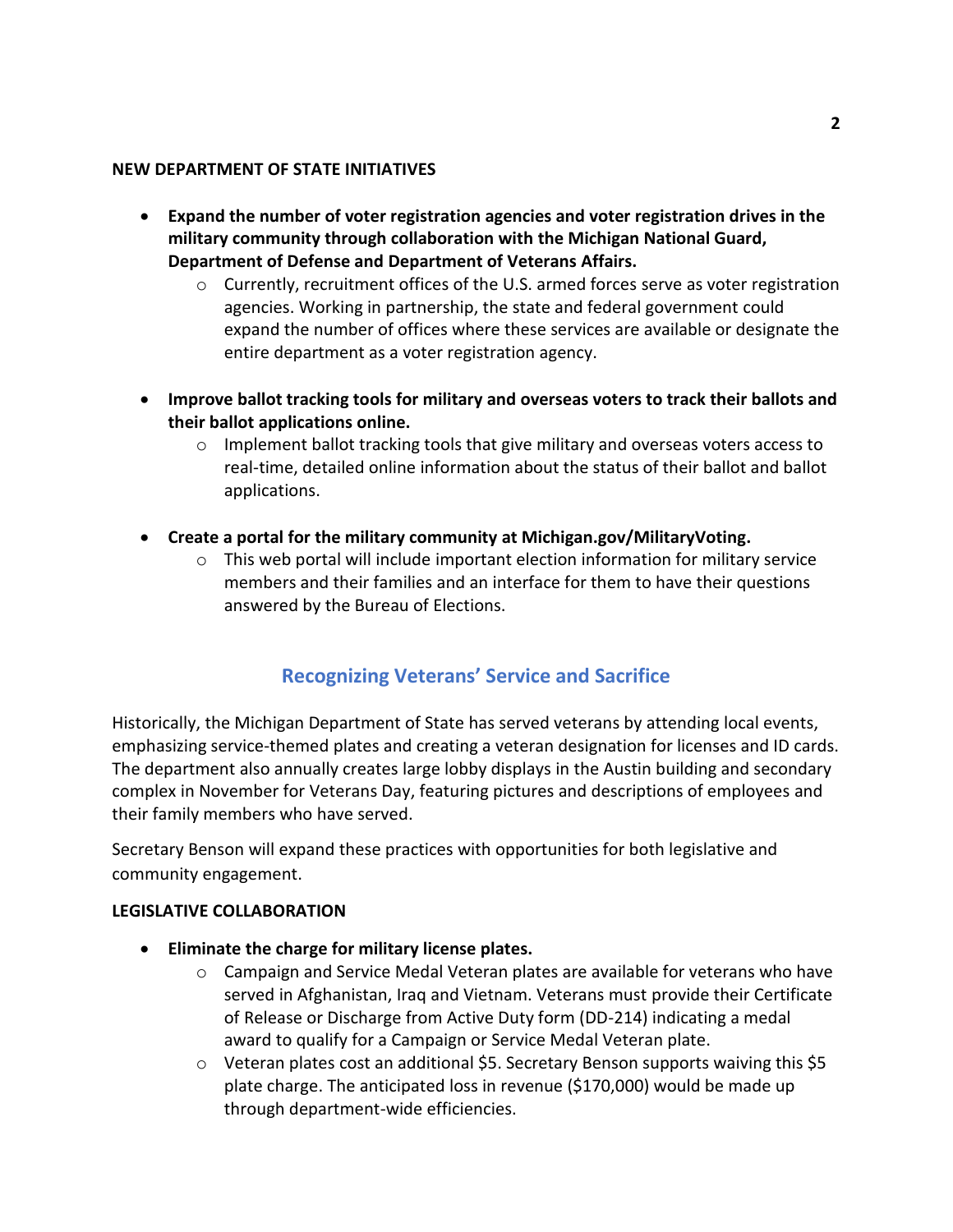**NEW DEPARTMENT OF STATE INITIATIVES**

- **Expand the number of voter registration agencies and voter registration drives in the military community through collaboration with the Michigan National Guard, Department of Defense and Department of Veterans Affairs.**
  - Currently, recruitment offices of the U.S. armed forces serve as voter registration agencies. Working in partnership, the state and federal government could expand the number of offices where these services are available or designate the entire department as a voter registration agency.

- **Improve ballot tracking tools for military and overseas voters to track their ballots and their ballot applications online.**
  - Implement ballot tracking tools that give military and overseas voters access to real-time, detailed online information about the status of their ballot and ballot applications.

- **Create a portal for the military community at Michigan.gov/MilitaryVoting.**
  - This web portal will include important election information for military service members and their families and an interface for them to have their questions answered by the Bureau of Elections.

## Recognizing Veterans' Service and Sacrifice

Historically, the Michigan Department of State has served veterans by attending local events, emphasizing service-themed plates and creating a veteran designation for licenses and ID cards. The department also annually creates large lobby displays in the Austin building and secondary complex in November for Veterans Day, featuring pictures and descriptions of employees and their family members who have served.

Secretary Benson will expand these practices with opportunities for both legislative and community engagement.

**LEGISLATIVE COLLABORATION**

- **Eliminate the charge for military license plates.**
  - Campaign and Service Medal Veteran plates are available for veterans who have served in Afghanistan, Iraq and Vietnam. Veterans must provide their Certificate of Release or Discharge from Active Duty form (DD-214) indicating a medal award to qualify for a Campaign or Service Medal Veteran plate.
  - Veteran plates cost an additional $5. Secretary Benson supports waiving this $5 plate charge. The anticipated loss in revenue ($170,000) would be made up through department-wide efficiencies.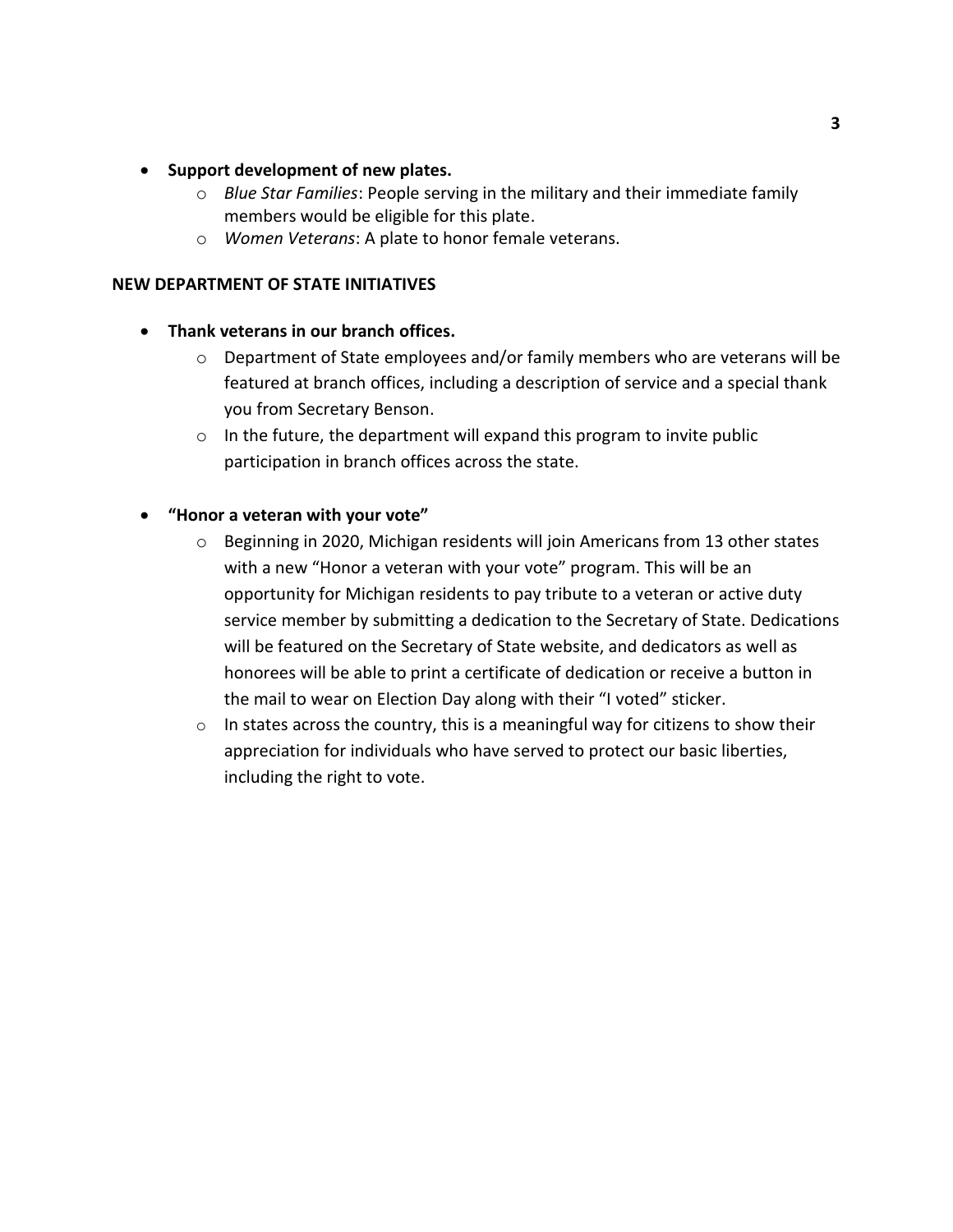- **Support development of new plates.**
  - *Blue Star Families*: People serving in the military and their immediate family members would be eligible for this plate.
  - *Women Veterans*: A plate to honor female veterans.

**NEW DEPARTMENT OF STATE INITIATIVES**

- **Thank veterans in our branch offices.**
  - Department of State employees and/or family members who are veterans will be featured at branch offices, including a description of service and a special thank you from Secretary Benson.
  - In the future, the department will expand this program to invite public participation in branch offices across the state.

- **"Honor a veteran with your vote"**
  - Beginning in 2020, Michigan residents will join Americans from 13 other states with a new "Honor a veteran with your vote" program. This will be an opportunity for Michigan residents to pay tribute to a veteran or active duty service member by submitting a dedication to the Secretary of State. Dedications will be featured on the Secretary of State website, and dedicators as well as honorees will be able to print a certificate of dedication or receive a button in the mail to wear on Election Day along with their "I voted" sticker.
  - In states across the country, this is a meaningful way for citizens to show their appreciation for individuals who have served to protect our basic liberties, including the right to vote.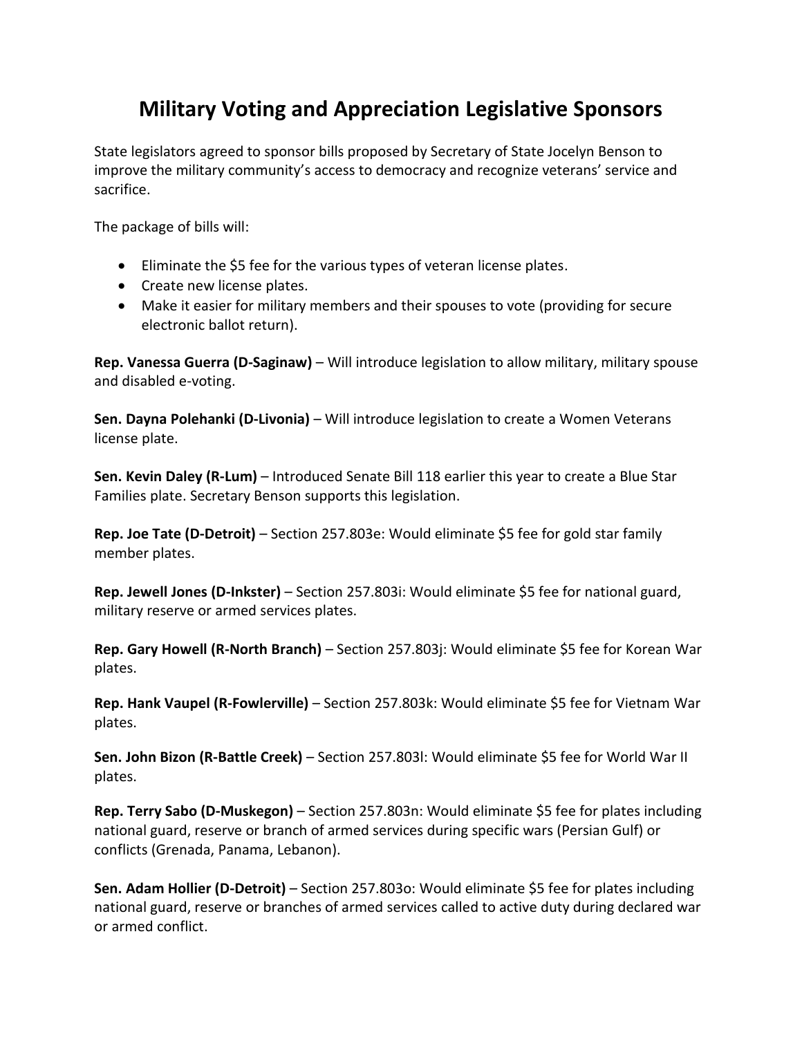# Military Voting and Appreciation Legislative Sponsors

State legislators agreed to sponsor bills proposed by Secretary of State Jocelyn Benson to improve the military community's access to democracy and recognize veterans' service and sacrifice.

The package of bills will:

- Eliminate the $5 fee for the various types of veteran license plates.
- Create new license plates.
- Make it easier for military members and their spouses to vote (providing for secure electronic ballot return).

**Rep. Vanessa Guerra (D-Saginaw)** – Will introduce legislation to allow military, military spouse and disabled e-voting.

**Sen. Dayna Polehanki (D-Livonia)** – Will introduce legislation to create a Women Veterans license plate.

**Sen. Kevin Daley (R-Lum)** – Introduced Senate Bill 118 earlier this year to create a Blue Star Families plate. Secretary Benson supports this legislation.

**Rep. Joe Tate (D-Detroit)** – Section 257.803e: Would eliminate $5 fee for gold star family member plates.

**Rep. Jewell Jones (D-Inkster)** – Section 257.803i: Would eliminate $5 fee for national guard, military reserve or armed services plates.

**Rep. Gary Howell (R-North Branch)** – Section 257.803j: Would eliminate $5 fee for Korean War plates.

**Rep. Hank Vaupel (R-Fowlerville)** – Section 257.803k: Would eliminate $5 fee for Vietnam War plates.

**Sen. John Bizon (R-Battle Creek)** – Section 257.803l: Would eliminate $5 fee for World War II plates.

**Rep. Terry Sabo (D-Muskegon)** – Section 257.803n: Would eliminate $5 fee for plates including national guard, reserve or branch of armed services during specific wars (Persian Gulf) or conflicts (Grenada, Panama, Lebanon).

**Sen. Adam Hollier (D-Detroit)** – Section 257.803o: Would eliminate $5 fee for plates including national guard, reserve or branches of armed services called to active duty during declared war or armed conflict.